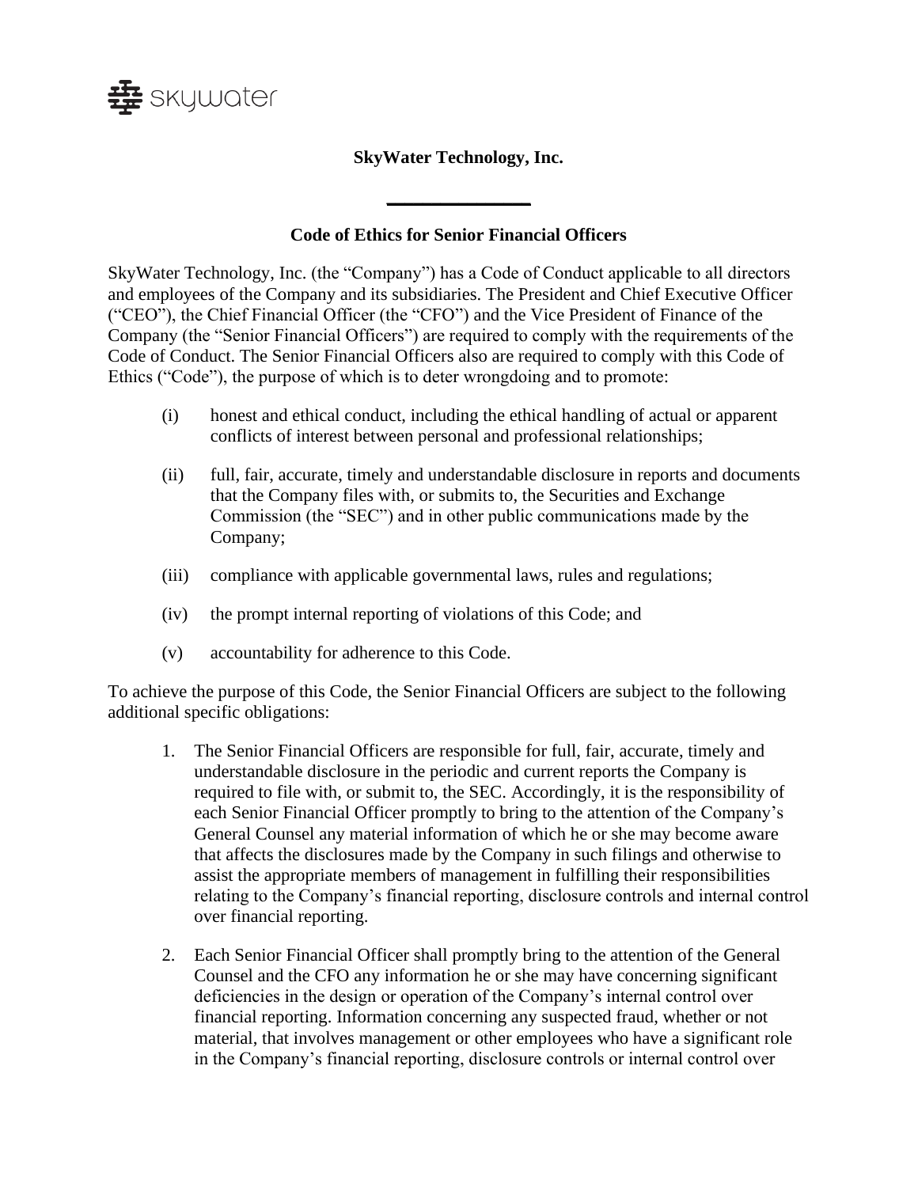# SkyWater Technology, Inc.

## Code of Ethics for Senior Financial Officers

SkyWater Technology, Inc. (the "Company") has a Code of Conduct applicable to all directors and employees of the Company and its subsidiaries. The President and Chief Executive Officer ("CEO"), the Chief Financial Officer (the "CFO") and the Vice President of Finance of the Company (the "Senior Financial Officers") are required to comply with the requirements of the Code of Conduct. The Senior Financial Officers also are required to comply with this Code of Ethics ("Code"), the purpose of which is to deter wrongdoing and to promote:

(i) honest and ethical conduct, including the ethical handling of actual or apparent conflicts of interest between personal and professional relationships;

(ii) full, fair, accurate, timely and understandable disclosure in reports and documents that the Company files with, or submits to, the Securities and Exchange Commission (the "SEC") and in other public communications made by the Company;

(iii) compliance with applicable governmental laws, rules and regulations;

(iv) the prompt internal reporting of violations of this Code; and

(v) accountability for adherence to this Code.

To achieve the purpose of this Code, the Senior Financial Officers are subject to the following additional specific obligations:

1. The Senior Financial Officers are responsible for full, fair, accurate, timely and understandable disclosure in the periodic and current reports the Company is required to file with, or submit to, the SEC. Accordingly, it is the responsibility of each Senior Financial Officer promptly to bring to the attention of the Company's General Counsel any material information of which he or she may become aware that affects the disclosures made by the Company in such filings and otherwise to assist the appropriate members of management in fulfilling their responsibilities relating to the Company's financial reporting, disclosure controls and internal control over financial reporting.

2. Each Senior Financial Officer shall promptly bring to the attention of the General Counsel and the CFO any information he or she may have concerning significant deficiencies in the design or operation of the Company's internal control over financial reporting. Information concerning any suspected fraud, whether or not material, that involves management or other employees who have a significant role in the Company's financial reporting, disclosure controls or internal control over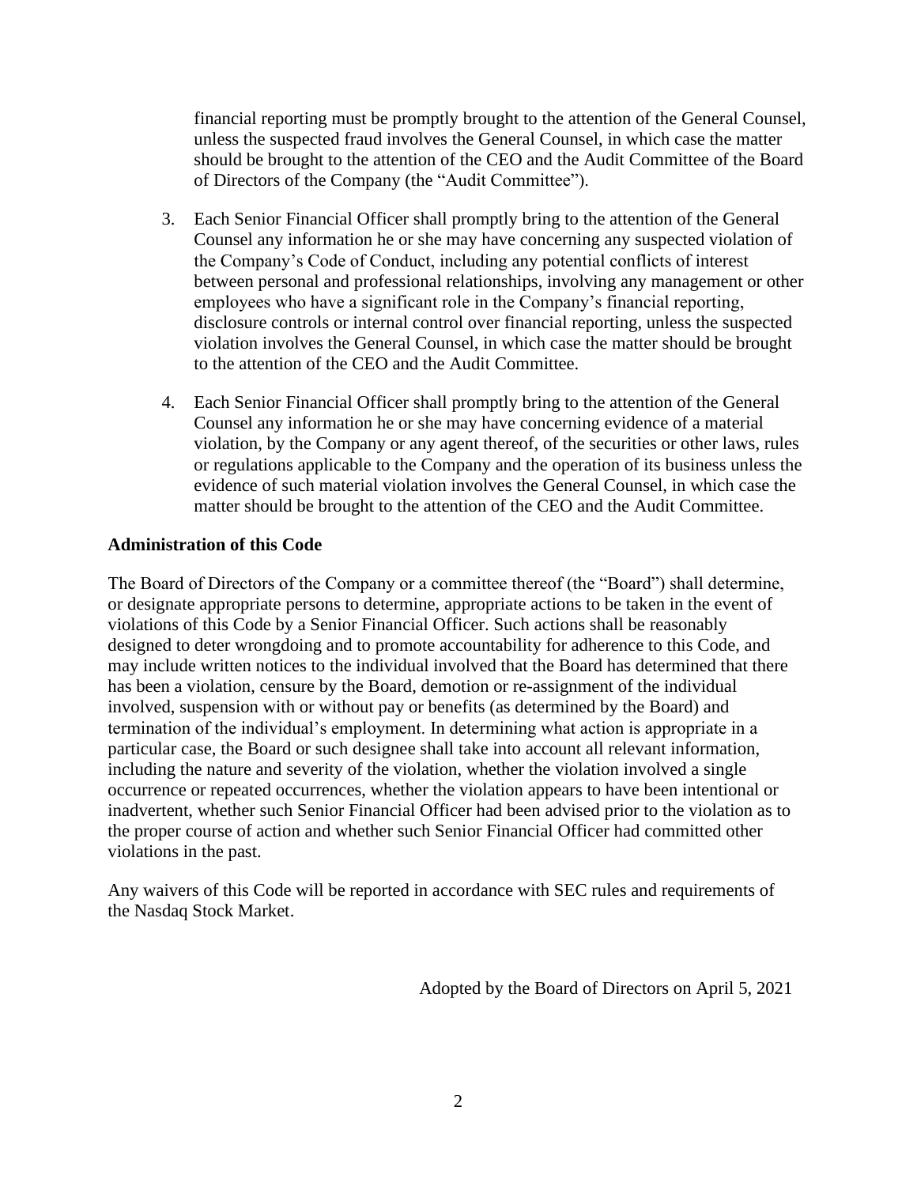financial reporting must be promptly brought to the attention of the General Counsel, unless the suspected fraud involves the General Counsel, in which case the matter should be brought to the attention of the CEO and the Audit Committee of the Board of Directors of the Company (the "Audit Committee").

3. Each Senior Financial Officer shall promptly bring to the attention of the General Counsel any information he or she may have concerning any suspected violation of the Company's Code of Conduct, including any potential conflicts of interest between personal and professional relationships, involving any management or other employees who have a significant role in the Company's financial reporting, disclosure controls or internal control over financial reporting, unless the suspected violation involves the General Counsel, in which case the matter should be brought to the attention of the CEO and the Audit Committee.

4. Each Senior Financial Officer shall promptly bring to the attention of the General Counsel any information he or she may have concerning evidence of a material violation, by the Company or any agent thereof, of the securities or other laws, rules or regulations applicable to the Company and the operation of its business unless the evidence of such material violation involves the General Counsel, in which case the matter should be brought to the attention of the CEO and the Audit Committee.

**Administration of this Code**

The Board of Directors of the Company or a committee thereof (the "Board") shall determine, or designate appropriate persons to determine, appropriate actions to be taken in the event of violations of this Code by a Senior Financial Officer. Such actions shall be reasonably designed to deter wrongdoing and to promote accountability for adherence to this Code, and may include written notices to the individual involved that the Board has determined that there has been a violation, censure by the Board, demotion or re-assignment of the individual involved, suspension with or without pay or benefits (as determined by the Board) and termination of the individual's employment. In determining what action is appropriate in a particular case, the Board or such designee shall take into account all relevant information, including the nature and severity of the violation, whether the violation involved a single occurrence or repeated occurrences, whether the violation appears to have been intentional or inadvertent, whether such Senior Financial Officer had been advised prior to the violation as to the proper course of action and whether such Senior Financial Officer had committed other violations in the past.

Any waivers of this Code will be reported in accordance with SEC rules and requirements of the Nasdaq Stock Market.

Adopted by the Board of Directors on April 5, 2021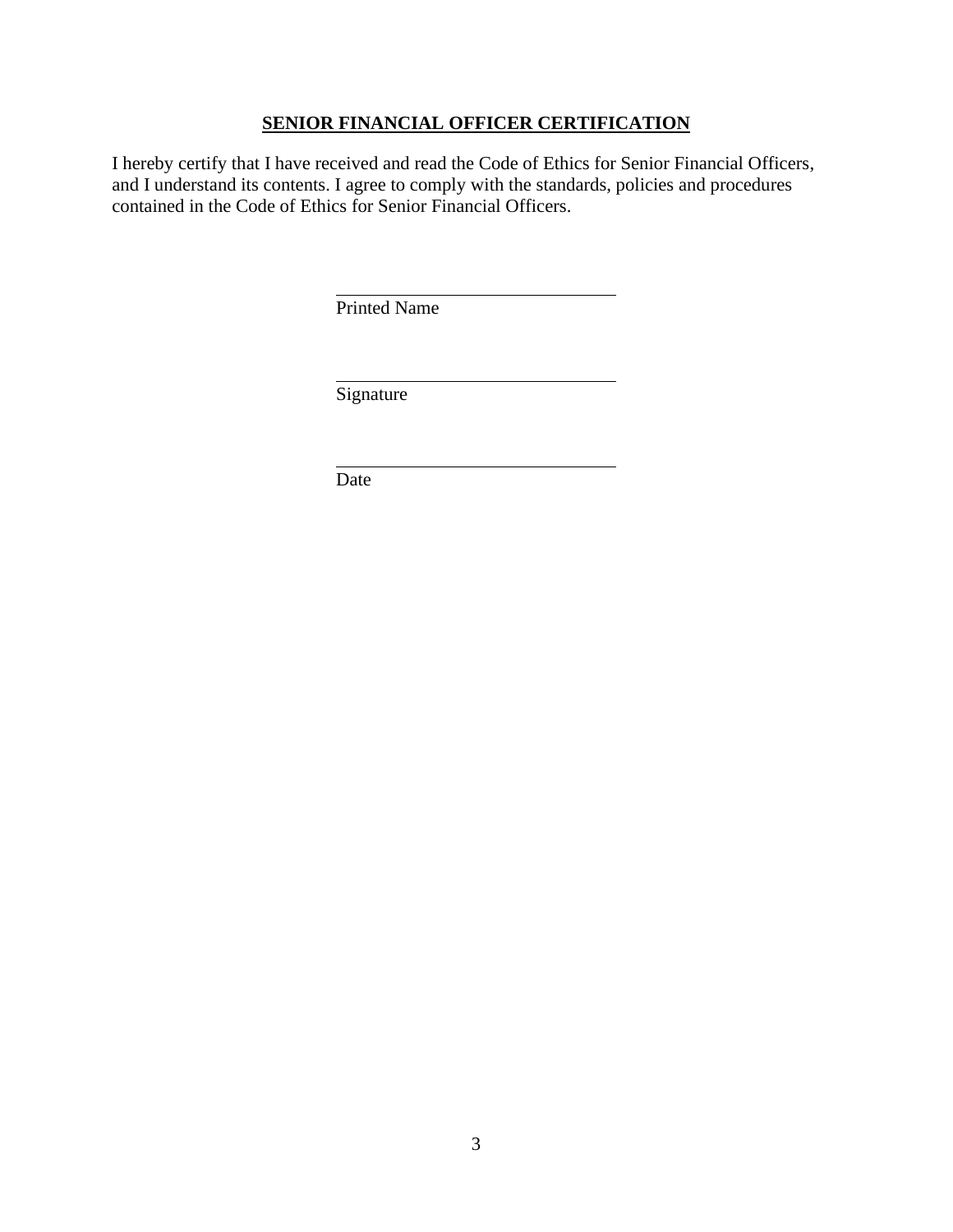## **SENIOR FINANCIAL OFFICER CERTIFICATION**

I hereby certify that I have received and read the Code of Ethics for Senior Financial Officers, and I understand its contents. I agree to comply with the standards, policies and procedures contained in the Code of Ethics for Senior Financial Officers.

\_\_\_\_\_\_\_\_\_\_\_\_\_\_\_\_\_\_\_\_\_\_\_\_\_\_\_\_\_\_
Printed Name

\_\_\_\_\_\_\_\_\_\_\_\_\_\_\_\_\_\_\_\_\_\_\_\_\_\_\_\_\_\_
Signature

\_\_\_\_\_\_\_\_\_\_\_\_\_\_\_\_\_\_\_\_\_\_\_\_\_\_\_\_\_\_
Date